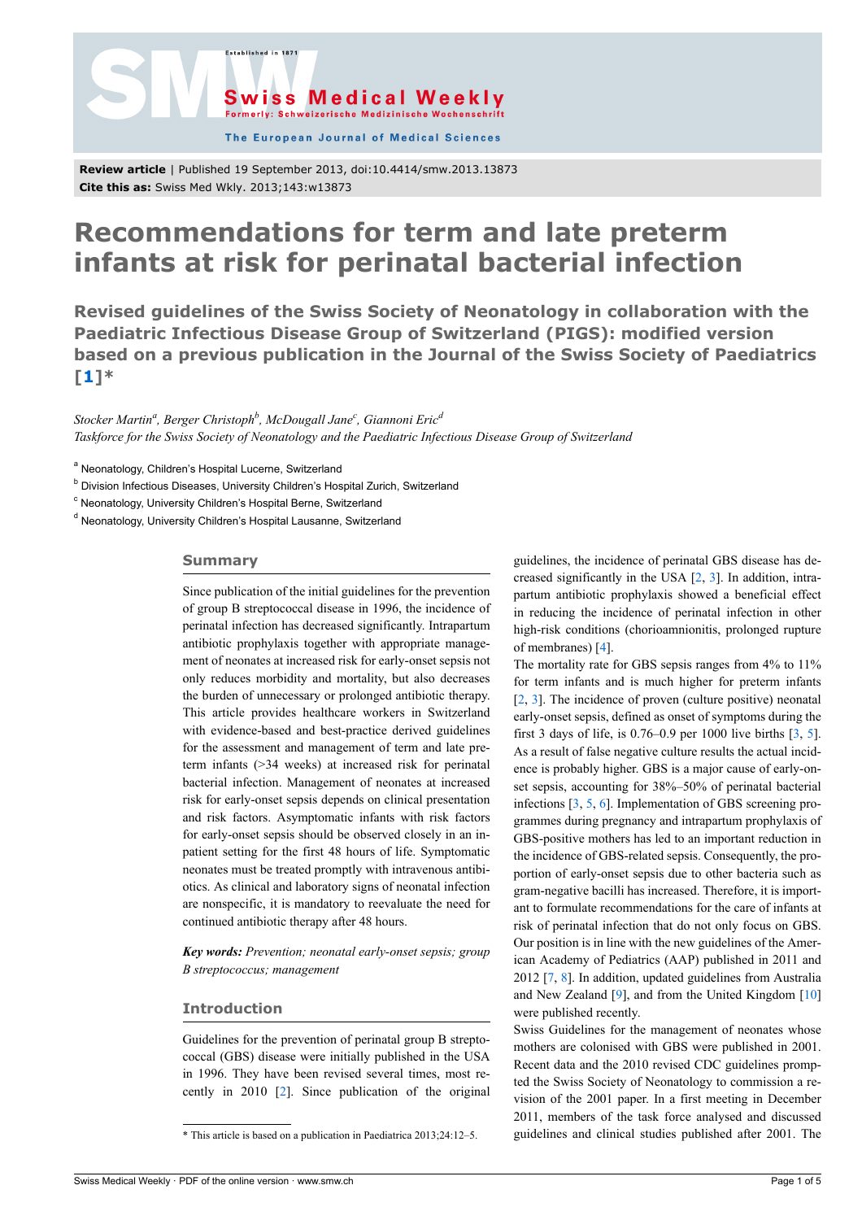Review article | Published 19 September 2013, doi:10.4414/smw.2013.13873

Cite this as: Swiss Med Wkly. 2013;143:w13873

# Recommendations for term and late preterm infants at risk for perinatal bacterial infection

## Revised guidelines of the Swiss Society of Neonatology in collaboration with the Paediatric Infectious Disease Group of Switzerland (PIGS): modified version based on a previous publication in the Journal of the Swiss Society of Paediatrics [1]*

*Stocker Martin[a], Berger Christoph[b], McDougall Jane[c], Giannoni Eric[d]*

*Taskforce for the Swiss Society of Neonatology and the Paediatric Infectious Disease Group of Switzerland*

[a] Neonatology, Children's Hospital Lucerne, Switzerland

[b] Division Infectious Diseases, University Children's Hospital Zurich, Switzerland

[c] Neonatology, University Children's Hospital Berne, Switzerland

[d] Neonatology, University Children's Hospital Lausanne, Switzerland

## Summary

Since publication of the initial guidelines for the prevention of group B streptococcal disease in 1996, the incidence of perinatal infection has decreased significantly. Intrapartum antibiotic prophylaxis together with appropriate management of neonates at increased risk for early-onset sepsis not only reduces morbidity and mortality, but also decreases the burden of unnecessary or prolonged antibiotic therapy. This article provides healthcare workers in Switzerland with evidence-based and best-practice derived guidelines for the assessment and management of term and late preterm infants (>34 weeks) at increased risk for perinatal bacterial infection. Management of neonates at increased risk for early-onset sepsis depends on clinical presentation and risk factors. Asymptomatic infants with risk factors for early-onset sepsis should be observed closely in an inpatient setting for the first 48 hours of life. Symptomatic neonates must be treated promptly with intravenous antibiotics. As clinical and laboratory signs of neonatal infection are nonspecific, it is mandatory to reevaluate the need for continued antibiotic therapy after 48 hours.

***Key words:*** *Prevention; neonatal early-onset sepsis; group B streptococcus; management*

## Introduction

Guidelines for the prevention of perinatal group B streptococcal (GBS) disease were initially published in the USA in 1996. They have been revised several times, most recently in 2010 [2]. Since publication of the original guidelines, the incidence of perinatal GBS disease has decreased significantly in the USA [2, 3]. In addition, intrapartum antibiotic prophylaxis showed a beneficial effect in reducing the incidence of perinatal infection in other high-risk conditions (chorioamnionitis, prolonged rupture of membranes) [4].

The mortality rate for GBS sepsis ranges from 4% to 11% for term infants and is much higher for preterm infants [2, 3]. The incidence of proven (culture positive) neonatal early-onset sepsis, defined as onset of symptoms during the first 3 days of life, is 0.76–0.9 per 1000 live births [3, 5]. As a result of false negative culture results the actual incidence is probably higher. GBS is a major cause of early-onset sepsis, accounting for 38%–50% of perinatal bacterial infections [3, 5, 6]. Implementation of GBS screening programmes during pregnancy and intrapartum prophylaxis of GBS-positive mothers has led to an important reduction in the incidence of GBS-related sepsis. Consequently, the proportion of early-onset sepsis due to other bacteria such as gram-negative bacilli has increased. Therefore, it is important to formulate recommendations for the care of infants at risk of perinatal infection that do not only focus on GBS. Our position is in line with the new guidelines of the American Academy of Pediatrics (AAP) published in 2011 and 2012 [7, 8]. In addition, updated guidelines from Australia and New Zealand [9], and from the United Kingdom [10] were published recently.

Swiss Guidelines for the management of neonates whose mothers are colonised with GBS were published in 2001. Recent data and the 2010 revised CDC guidelines prompted the Swiss Society of Neonatology to commission a revision of the 2001 paper. In a first meeting in December 2011, members of the task force analysed and discussed guidelines and clinical studies published after 2001. The

* This article is based on a publication in Paediatrica 2013;24:12–5.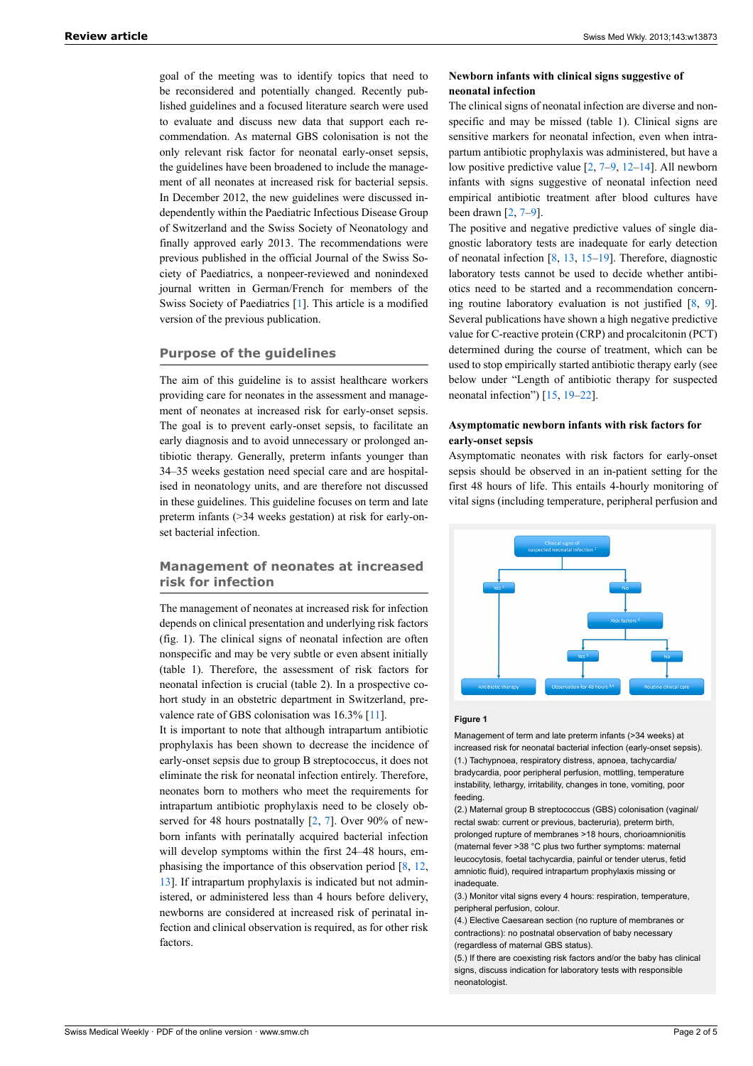goal of the meeting was to identify topics that need to be reconsidered and potentially changed. Recently published guidelines and a focused literature search were used to evaluate and discuss new data that support each recommendation. As maternal GBS colonisation is not the only relevant risk factor for neonatal early-onset sepsis, the guidelines have been broadened to include the management of all neonates at increased risk for bacterial sepsis. In December 2012, the new guidelines were discussed independently within the Paediatric Infectious Disease Group of Switzerland and the Swiss Society of Neonatology and finally approved early 2013. The recommendations were previous published in the official Journal of the Swiss Society of Paediatrics, a nonpeer-reviewed and nonindexed journal written in German/French for members of the Swiss Society of Paediatrics [1]. This article is a modified version of the previous publication.

## Purpose of the guidelines

The aim of this guideline is to assist healthcare workers providing care for neonates in the assessment and management of neonates at increased risk for early-onset sepsis. The goal is to prevent early-onset sepsis, to facilitate an early diagnosis and to avoid unnecessary or prolonged antibiotic therapy. Generally, preterm infants younger than 34–35 weeks gestation need special care and are hospitalised in neonatology units, and are therefore not discussed in these guidelines. This guideline focuses on term and late preterm infants (>34 weeks gestation) at risk for early-onset bacterial infection.

## Management of neonates at increased risk for infection

The management of neonates at increased risk for infection depends on clinical presentation and underlying risk factors (fig. 1). The clinical signs of neonatal infection are often nonspecific and may be very subtle or even absent initially (table 1). Therefore, the assessment of risk factors for neonatal infection is crucial (table 2). In a prospective cohort study in an obstetric department in Switzerland, prevalence rate of GBS colonisation was 16.3% [11].

It is important to note that although intrapartum antibiotic prophylaxis has been shown to decrease the incidence of early-onset sepsis due to group B streptococcus, it does not eliminate the risk for neonatal infection entirely. Therefore, neonates born to mothers who meet the requirements for intrapartum antibiotic prophylaxis need to be closely observed for 48 hours postnatally [2, 7]. Over 90% of newborn infants with perinatally acquired bacterial infection will develop symptoms within the first 24–48 hours, emphasising the importance of this observation period [8, 12, 13]. If intrapartum prophylaxis is indicated but not administered, or administered less than 4 hours before delivery, newborns are considered at increased risk of perinatal infection and clinical observation is required, as for other risk factors.

### Newborn infants with clinical signs suggestive of neonatal infection

The clinical signs of neonatal infection are diverse and nonspecific and may be missed (table 1). Clinical signs are sensitive markers for neonatal infection, even when intrapartum antibiotic prophylaxis was administered, but have a low positive predictive value [2, 7–9, 12–14]. All newborn infants with signs suggestive of neonatal infection need empirical antibiotic treatment after blood cultures have been drawn [2, 7–9].

The positive and negative predictive values of single diagnostic laboratory tests are inadequate for early detection of neonatal infection [8, 13, 15–19]. Therefore, diagnostic laboratory tests cannot be used to decide whether antibiotics need to be started and a recommendation concerning routine laboratory evaluation is not justified [8, 9]. Several publications have shown a high negative predictive value for C-reactive protein (CRP) and procalcitonin (PCT) determined during the course of treatment, which can be used to stop empirically started antibiotic therapy early (see below under "Length of antibiotic therapy for suspected neonatal infection") [15, 19–22].

### Asymptomatic newborn infants with risk factors for early-onset sepsis

Asymptomatic neonates with risk factors for early-onset sepsis should be observed in an in-patient setting for the first 48 hours of life. This entails 4-hourly monitoring of vital signs (including temperature, peripheral perfusion and

**Figure 1**

Management of term and late preterm infants (>34 weeks) at increased risk for neonatal bacterial infection (early-onset sepsis).
(1.) Tachypnoea, respiratory distress, apnoea, tachycardia/bradycardia, poor peripheral perfusion, mottling, temperature instability, lethargy, irritability, changes in tone, vomiting, poor feeding.
(2.) Maternal group B streptococcus (GBS) colonisation (vaginal/rectal swab: current or previous, bacteruria), preterm birth, prolonged rupture of membranes >18 hours, chorioamnionitis (maternal fever >38 °C plus two further symptoms: maternal leucocytosis, foetal tachycardia, painful or tender uterus, fetid amniotic fluid), required intrapartum prophylaxis missing or inadequate.
(3.) Monitor vital signs every 4 hours: respiration, temperature, peripheral perfusion, colour.
(4.) Elective Caesarean section (no rupture of membranes or contractions): no postnatal observation of baby necessary (regardless of maternal GBS status).
(5.) If there are coexisting risk factors and/or the baby has clinical signs, discuss indication for laboratory tests with responsible neonatologist.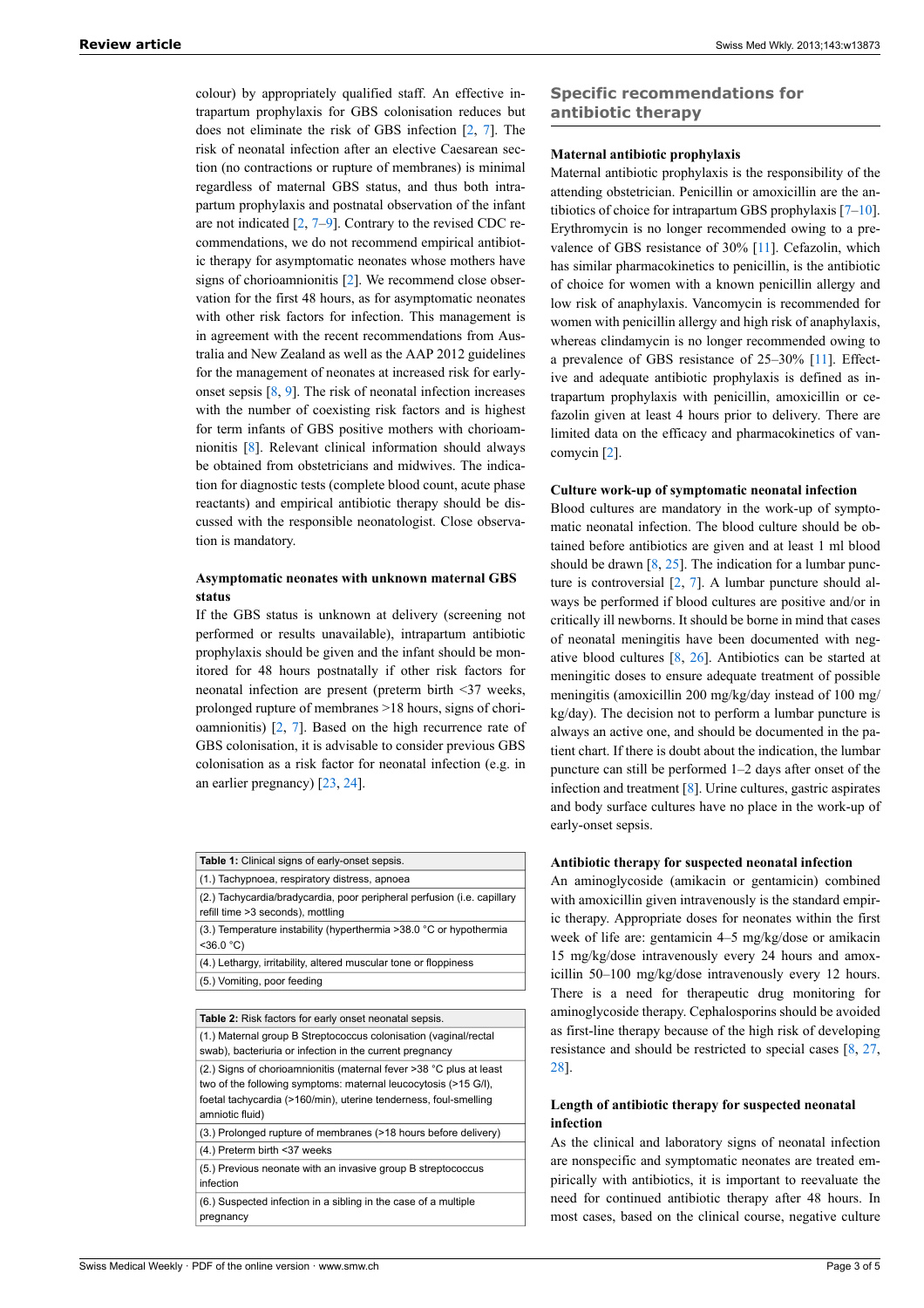colour) by appropriately qualified staff. An effective intrapartum prophylaxis for GBS colonisation reduces but does not eliminate the risk of GBS infection [2, 7]. The risk of neonatal infection after an elective Caesarean section (no contractions or rupture of membranes) is minimal regardless of maternal GBS status, and thus both intrapartum prophylaxis and postnatal observation of the infant are not indicated [2, 7–9]. Contrary to the revised CDC recommendations, we do not recommend empirical antibiotic therapy for asymptomatic neonates whose mothers have signs of chorioamnionitis [2]. We recommend close observation for the first 48 hours, as for asymptomatic neonates with other risk factors for infection. This management is in agreement with the recent recommendations from Australia and New Zealand as well as the AAP 2012 guidelines for the management of neonates at increased risk for early-onset sepsis [8, 9]. The risk of neonatal infection increases with the number of coexisting risk factors and is highest for term infants of GBS positive mothers with chorioamnionitis [8]. Relevant clinical information should always be obtained from obstetricians and midwives. The indication for diagnostic tests (complete blood count, acute phase reactants) and empirical antibiotic therapy should be discussed with the responsible neonatologist. Close observation is mandatory.

### Asymptomatic neonates with unknown maternal GBS status

If the GBS status is unknown at delivery (screening not performed or results unavailable), intrapartum antibiotic prophylaxis should be given and the infant should be monitored for 48 hours postnatally if other risk factors for neonatal infection are present (preterm birth <37 weeks, prolonged rupture of membranes >18 hours, signs of chorioamnionitis) [2, 7]. Based on the high recurrence rate of GBS colonisation, it is advisable to consider previous GBS colonisation as a risk factor for neonatal infection (e.g. in an earlier pregnancy) [23, 24].

| **Table 1:** Clinical signs of early-onset sepsis. |
|---|
| (1.) Tachypnoea, respiratory distress, apnoea |
| (2.) Tachycardia/bradycardia, poor peripheral perfusion (i.e. capillary refill time >3 seconds), mottling |
| (3.) Temperature instability (hyperthermia >38.0 °C or hypothermia <36.0 °C) |
| (4.) Lethargy, irritability, altered muscular tone or floppiness |
| (5.) Vomiting, poor feeding |

| **Table 2:** Risk factors for early onset neonatal sepsis. |
|---|
| (1.) Maternal group B Streptococcus colonisation (vaginal/rectal swab), bacteriuria or infection in the current pregnancy |
| (2.) Signs of chorioamnionitis (maternal fever >38 °C plus at least two of the following symptoms: maternal leucocytosis (>15 G/l), foetal tachycardia (>160/min), uterine tenderness, foul-smelling amniotic fluid) |
| (3.) Prolonged rupture of membranes (>18 hours before delivery) |
| (4.) Preterm birth <37 weeks |
| (5.) Previous neonate with an invasive group B streptococcus infection |
| (6.) Suspected infection in a sibling in the case of a multiple pregnancy |

## Specific recommendations for antibiotic therapy

### Maternal antibiotic prophylaxis

Maternal antibiotic prophylaxis is the responsibility of the attending obstetrician. Penicillin or amoxicillin are the antibiotics of choice for intrapartum GBS prophylaxis [7–10]. Erythromycin is no longer recommended owing to a prevalence of GBS resistance of 30% [11]. Cefazolin, which has similar pharmacokinetics to penicillin, is the antibiotic of choice for women with a known penicillin allergy and low risk of anaphylaxis. Vancomycin is recommended for women with penicillin allergy and high risk of anaphylaxis, whereas clindamycin is no longer recommended owing to a prevalence of GBS resistance of 25–30% [11]. Effective and adequate antibiotic prophylaxis is defined as intrapartum prophylaxis with penicillin, amoxicillin or cefazolin given at least 4 hours prior to delivery. There are limited data on the efficacy and pharmacokinetics of vancomycin [2].

### Culture work-up of symptomatic neonatal infection

Blood cultures are mandatory in the work-up of symptomatic neonatal infection. The blood culture should be obtained before antibiotics are given and at least 1 ml blood should be drawn [8, 25]. The indication for a lumbar puncture is controversial [2, 7]. A lumbar puncture should always be performed if blood cultures are positive and/or in critically ill newborns. It should be borne in mind that cases of neonatal meningitis have been documented with negative blood cultures [8, 26]. Antibiotics can be started at meningitic doses to ensure adequate treatment of possible meningitis (amoxicillin 200 mg/kg/day instead of 100 mg/kg/day). The decision not to perform a lumbar puncture is always an active one, and should be documented in the patient chart. If there is doubt about the indication, the lumbar puncture can still be performed 1–2 days after onset of the infection and treatment [8]. Urine cultures, gastric aspirates and body surface cultures have no place in the work-up of early-onset sepsis.

### Antibiotic therapy for suspected neonatal infection

An aminoglycoside (amikacin or gentamicin) combined with amoxicillin given intravenously is the standard empiric therapy. Appropriate doses for neonates within the first week of life are: gentamicin 4–5 mg/kg/dose or amikacin 15 mg/kg/dose intravenously every 24 hours and amoxicillin 50–100 mg/kg/dose intravenously every 12 hours. There is a need for therapeutic drug monitoring for aminoglycoside therapy. Cephalosporins should be avoided as first-line therapy because of the high risk of developing resistance and should be restricted to special cases [8, 27, 28].

### Length of antibiotic therapy for suspected neonatal infection

As the clinical and laboratory signs of neonatal infection are nonspecific and symptomatic neonates are treated empirically with antibiotics, it is important to reevaluate the need for continued antibiotic therapy after 48 hours. In most cases, based on the clinical course, negative culture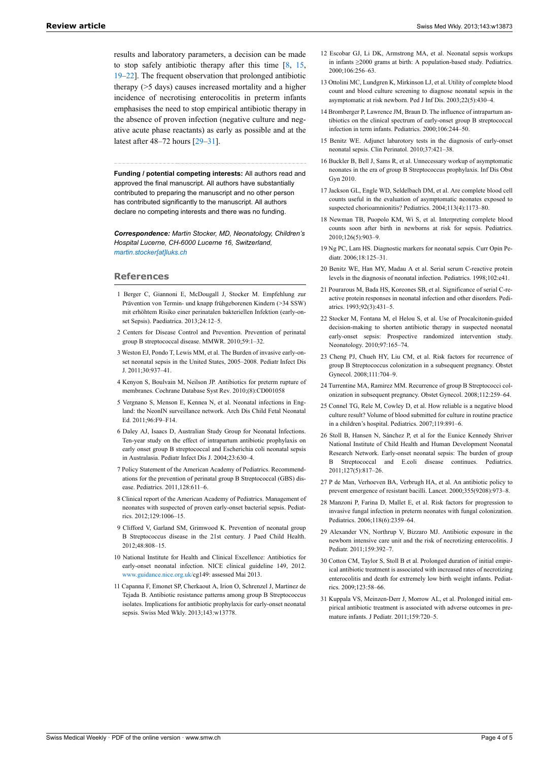results and laboratory parameters, a decision can be made to stop safely antibiotic therapy after this time [8, 15, 19–22]. The frequent observation that prolonged antibiotic therapy (>5 days) causes increased mortality and a higher incidence of necrotising enterocolitis in preterm infants emphasises the need to stop empirical antibiotic therapy in the absence of proven infection (negative culture and negative acute phase reactants) as early as possible and at the latest after 48–72 hours [29–31].

**Funding / potential competing interests:** All authors read and approved the final manuscript. All authors have substantially contributed to preparing the manuscript and no other person has contributed significantly to the manuscript. All authors declare no competing interests and there was no funding.

***Correspondence:*** *Martin Stocker, MD, Neonatology, Children's Hospital Lucerne, CH-6000 Lucerne 16, Switzerland,* *martin.stocker[at]luks.ch*

## References

1 Berger C, Giannoni E, McDougall J, Stocker M. Empfehlung zur Prävention von Termin- und knapp frühgeborenen Kindern (>34 SSW) mit erhöhtem Risiko einer perinatalen bakteriellen Infektion (early-onset Sepsis). Paediatrica. 2013;24:12–5.

2 Centers for Disease Control and Prevention. Prevention of perinatal group B streptococcal disease. MMWR. 2010;59:1–32.

3 Weston EJ, Pondo T, Lewis MM, et al. The Burden of invasive early-onset neonatal sepsis in the United States, 2005–2008. Pediatr Infect Dis J. 2011;30:937–41.

4 Kenyon S, Boulvain M, Neilson JP. Antibiotics for preterm rupture of membranes. Cochrane Database Syst Rev. 2010;(8):CD001058

5 Vergnano S, Menson E, Kennea N, et al. Neonatal infections in England: the NeonIN surveillance network. Arch Dis Child Fetal Neonatal Ed. 2011;96:F9–F14.

6 Daley AJ, Isaacs D, Australian Study Group for Neonatal Infections. Ten-year study on the effect of intrapartum antibiotic prophylaxis on early onset group B streptococcal and Escherichia coli neonatal sepsis in Australasia. Pediatr Infect Dis J. 2004;23:630–4.

7 Policy Statement of the American Academy of Pediatrics. Recommendations for the prevention of perinatal group B Streptococcal (GBS) disease. Pediatrics. 2011,128:611–6.

8 Clinical report of the American Academy of Pediatrics. Management of neonates with suspected of proven early-onset bacterial sepsis. Pediatrics. 2012;129:1006–15.

9 Clifford V, Garland SM, Grimwood K. Prevention of neonatal group B Streptococcus disease in the 21st century. J Paed Child Health. 2012;48:808–15.

10 National Institute for Health and Clinical Excellence: Antibiotics for early-onset neonatal infection. NICE clinical guideline 149, 2012. www.guidance.nice.org.uk/cg149: assessed Mai 2013.

11 Capanna F, Emonet SP, Cherkaoui A, Irion O, Schrenzel J, Martinez de Tejada B. Antibiotic resistance patterns among group B Streptococcus isolates. Implications for antibiotic prophylaxis for early-onset neonatal sepsis. Swiss Med Wkly. 2013;143:w13778.

12 Escobar GJ, Li DK, Armstrong MA, et al. Neonatal sepsis workups in infants ≥2000 grams at birth: A population-based study. Pediatrics. 2000;106:256–63.

13 Ottolini MC, Lundgren K, Mirkinson LJ, et al. Utility of complete blood count and blood culture screening to diagnose neonatal sepsis in the asymptomatic at risk newborn. Ped J Inf Dis. 2003;22(5):430–4.

14 Bromberger P, Lawrence JM, Braun D. The influence of intrapartum antibiotics on the clinical spectrum of early-onset group B streptococcal infection in term infants. Pediatrics. 2000;106:244–50.

15 Benitz WE. Adjunct labarotory tests in the diagnosis of early-onset neonatal sepsis. Clin Perinatol. 2010;37:421–38.

16 Buckler B, Bell J, Sams R, et al. Unnecessary workup of asymptomatic neonates in the era of group B Streptococcus prophylaxis. Inf Dis Obst Gyn 2010.

17 Jackson GL, Engle WD, Seldelbach DM, et al. Are complete blood cell counts useful in the evaluation of asymptomatic neonates exposed to suspected chorioamnionitis? Pediatrics. 2004;113(4):1173–80.

18 Newman TB, Puopolo KM, Wi S, et al. Interpreting complete blood counts soon after birth in newborns at risk for sepsis. Pediatrics. 2010;126(5):903–9.

19 Ng PC, Lam HS. Diagnostic markers for neonatal sepsis. Curr Opin Pediatr. 2006;18:125–31.

20 Benitz WE, Han MY, Madau A et al. Serial serum C-reactive protein levels in the diagnosis of neonatal infection. Pediatrics. 1998;102:e41.

21 Pourarous M, Bada HS, Koreones SB, et al. Significance of serial C-reactive protein responses in neonatal infection and other disorders. Pediatrics. 1993;92(3):431–5.

22 Stocker M, Fontana M, el Helou S, et al. Use of Procalcitonin-guided decision-making to shorten antibiotic therapy in suspected neonatal early-onset sepsis: Prospective randomized intervention study. Neonatology. 2010;97:165–74.

23 Cheng PJ, Chueh HY, Liu CM, et al. Risk factors for recurrence of group B Streptococcus colonization in a subsequent pregnancy. Obstet Gynecol. 2008;111:704–9.

24 Turrentine MA, Ramirez MM. Recurrence of group B Streptococci colonization in subsequent pregnancy. Obstet Gynecol. 2008;112:259–64.

25 Connel TG, Rele M, Cowley D, et al. How reliable is a negative blood culture result? Volume of blood submitted for culture in routine practice in a children's hospital. Pediatrics. 2007;119:891–6.

26 Stoll B, Hansen N, Sánchez P, et al for the Eunice Kennedy Shriver National Institute of Child Health and Human Development Neonatal Research Network. Early-onset neonatal sepsis: The burden of group B Streptococcal and E.coli disease continues. Pediatrics. 2011;127(5):817–26.

27 P de Man, Verhoeven BA, Verbrugh HA, et al. An antibiotic policy to prevent emergence of resistant bacilli. Lancet. 2000;355(9208):973–8.

28 Manzoni P, Farina D, Mallet E, et al. Risk factors for progression to invasive fungal infection in preterm neonates with fungal colonization. Pediatrics. 2006;118(6):2359–64.

29 Alexander VN, Northrup V, Bizzaro MJ. Antibiotic exposure in the newborn intensive care unit and the risk of necrotizing enterocolitis. J Pediatr. 2011;159:392–7.

30 Cotton CM, Taylor S, Stoll B et al. Prolonged duration of initial empirical antibiotic treatment is associated with increased rates of necrotizing enterocolitis and death for extremely low birth weight infants. Pediatrics. 2009;123:58–66.

31 Kuppala VS, Meinzen-Derr J, Morrow AL, et al. Prolonged initial empirical antibiotic treatment is associated with adverse outcomes in premature infants. J Pediatr. 2011;159:720–5.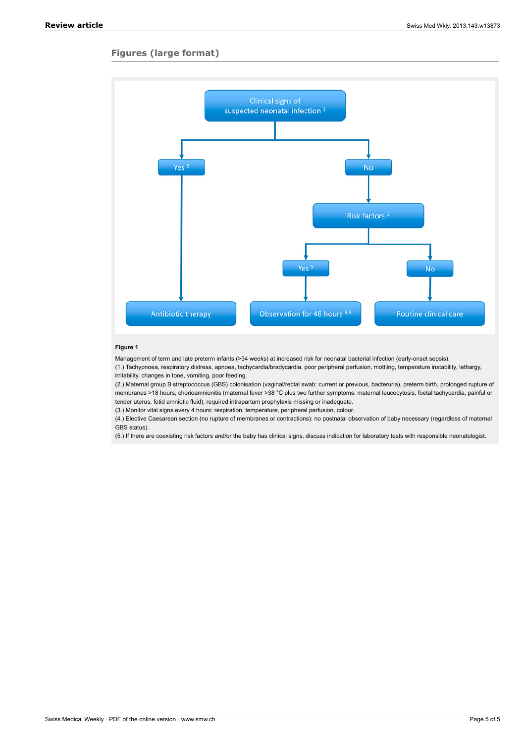## Figures (large format)

Clinical signs of suspected neonatal infection [1]

Yes [5]

No

Risk factors [2]

Yes [5]

No

Antibiotic therapy

Observation for 48 hours [3,4]

Routine clinical care

**Figure 1**

Management of term and late preterm infants (>34 weeks) at increased risk for neonatal bacterial infection (early-onset sepsis).

(1.) Tachypnoea, respiratory distress, apnoea, tachycardia/bradycardia, poor peripheral perfusion, mottling, temperature instability, lethargy, irritability, changes in tone, vomiting, poor feeding.

(2.) Maternal group B streptococcus (GBS) colonisation (vaginal/rectal swab: current or previous, bacteruria), preterm birth, prolonged rupture of membranes >18 hours, chorioamnionitis (maternal fever >38 °C plus two further symptoms: maternal leucocytosis, foetal tachycardia, painful or tender uterus, fetid amniotic fluid), required intrapartum prophylaxis missing or inadequate.

(3.) Monitor vital signs every 4 hours: respiration, temperature, peripheral perfusion, colour.

(4.) Elective Caesarean section (no rupture of membranes or contractions): no postnatal observation of baby necessary (regardless of maternal GBS status).

(5.) If there are coexisting risk factors and/or the baby has clinical signs, discuss indication for laboratory tests with responsible neonatologist.